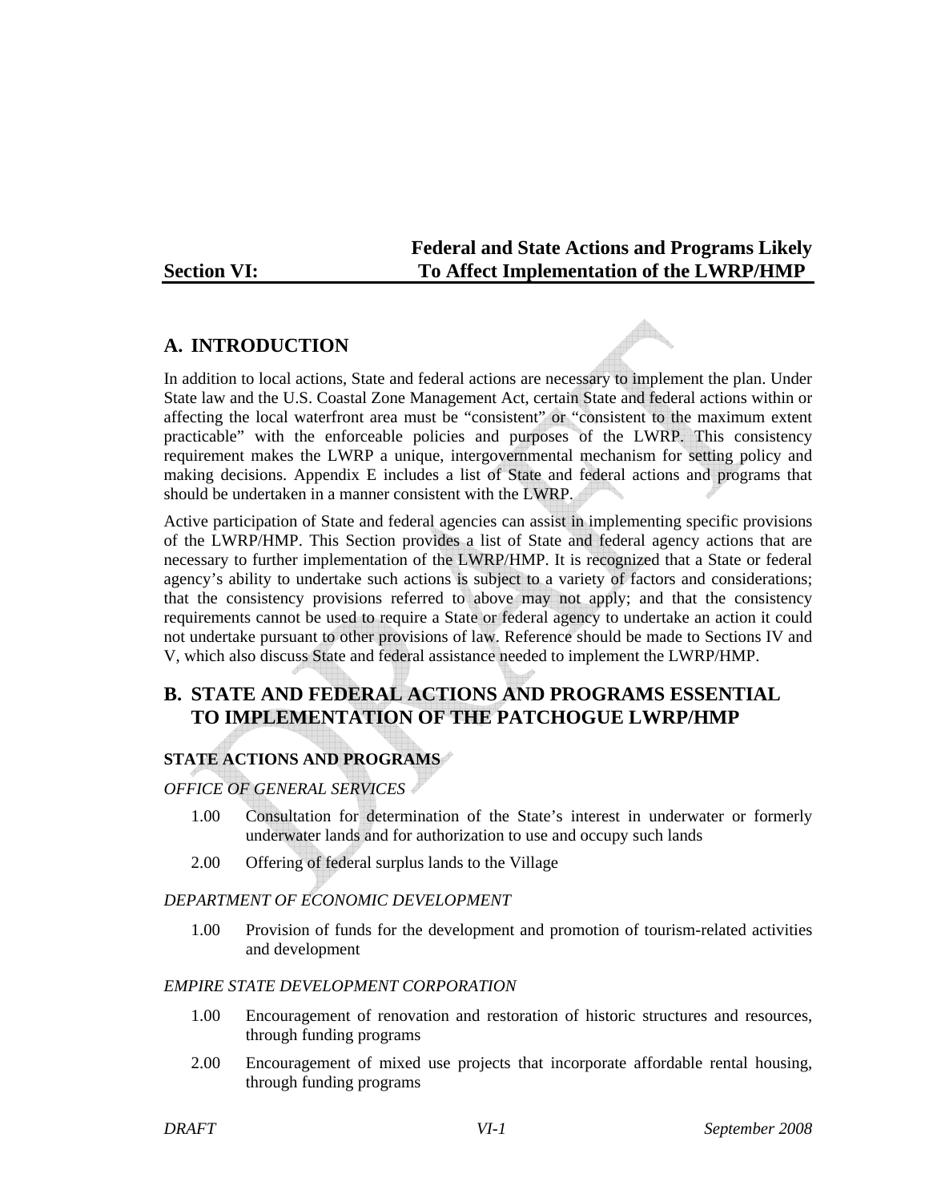# Section VI: Federal and State Actions and Programs Likely To Affect Implementation of the LWRP/HMP

## A. INTRODUCTION

In addition to local actions, State and federal actions are necessary to implement the plan. Under State law and the U.S. Coastal Zone Management Act, certain State and federal actions within or affecting the local waterfront area must be "consistent" or "consistent to the maximum extent practicable" with the enforceable policies and purposes of the LWRP. This consistency requirement makes the LWRP a unique, intergovernmental mechanism for setting policy and making decisions. Appendix E includes a list of State and federal actions and programs that should be undertaken in a manner consistent with the LWRP.

Active participation of State and federal agencies can assist in implementing specific provisions of the LWRP/HMP. This Section provides a list of State and federal agency actions that are necessary to further implementation of the LWRP/HMP. It is recognized that a State or federal agency's ability to undertake such actions is subject to a variety of factors and considerations; that the consistency provisions referred to above may not apply; and that the consistency requirements cannot be used to require a State or federal agency to undertake an action it could not undertake pursuant to other provisions of law. Reference should be made to Sections IV and V, which also discuss State and federal assistance needed to implement the LWRP/HMP.

## B. STATE AND FEDERAL ACTIONS AND PROGRAMS ESSENTIAL TO IMPLEMENTATION OF THE PATCHOGUE LWRP/HMP

### STATE ACTIONS AND PROGRAMS

*OFFICE OF GENERAL SERVICES*

1.00 Consultation for determination of the State's interest in underwater or formerly underwater lands and for authorization to use and occupy such lands

2.00 Offering of federal surplus lands to the Village

*DEPARTMENT OF ECONOMIC DEVELOPMENT*

1.00 Provision of funds for the development and promotion of tourism-related activities and development

*EMPIRE STATE DEVELOPMENT CORPORATION*

1.00 Encouragement of renovation and restoration of historic structures and resources, through funding programs

2.00 Encouragement of mixed use projects that incorporate affordable rental housing, through funding programs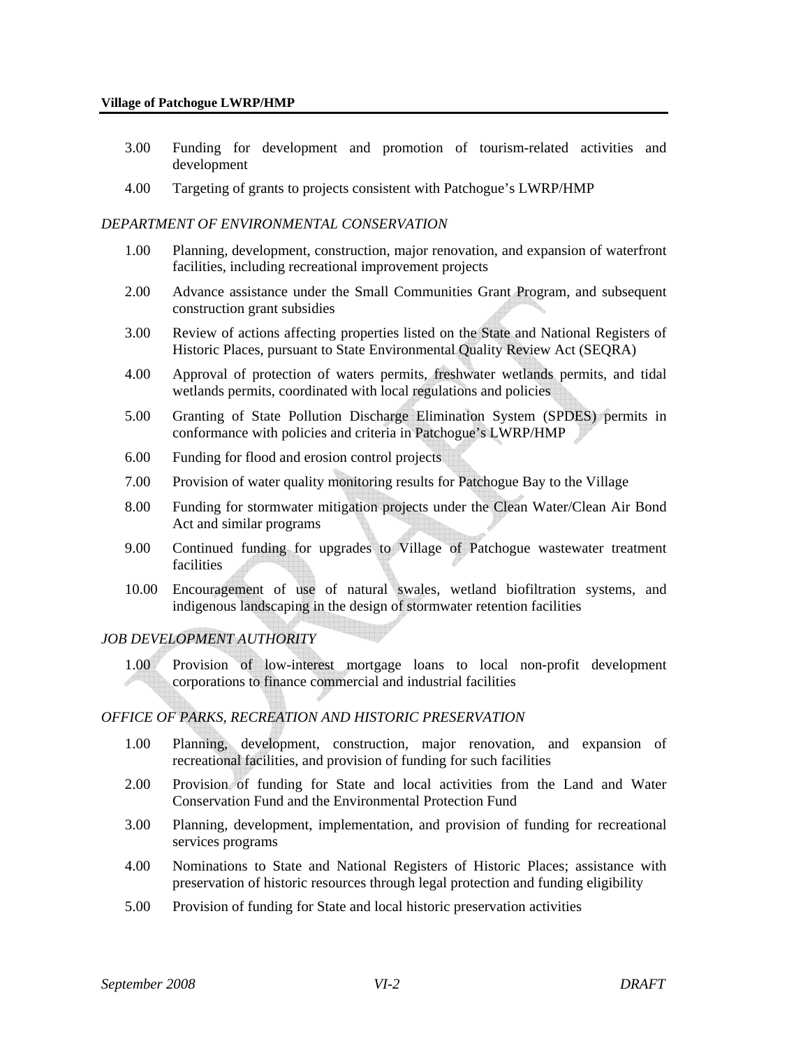3.00 Funding for development and promotion of tourism-related activities and development

4.00 Targeting of grants to projects consistent with Patchogue's LWRP/HMP

*DEPARTMENT OF ENVIRONMENTAL CONSERVATION*

1.00 Planning, development, construction, major renovation, and expansion of waterfront facilities, including recreational improvement projects

2.00 Advance assistance under the Small Communities Grant Program, and subsequent construction grant subsidies

3.00 Review of actions affecting properties listed on the State and National Registers of Historic Places, pursuant to State Environmental Quality Review Act (SEQRA)

4.00 Approval of protection of waters permits, freshwater wetlands permits, and tidal wetlands permits, coordinated with local regulations and policies

5.00 Granting of State Pollution Discharge Elimination System (SPDES) permits in conformance with policies and criteria in Patchogue's LWRP/HMP

6.00 Funding for flood and erosion control projects

7.00 Provision of water quality monitoring results for Patchogue Bay to the Village

8.00 Funding for stormwater mitigation projects under the Clean Water/Clean Air Bond Act and similar programs

9.00 Continued funding for upgrades to Village of Patchogue wastewater treatment facilities

10.00 Encouragement of use of natural swales, wetland biofiltration systems, and indigenous landscaping in the design of stormwater retention facilities

*JOB DEVELOPMENT AUTHORITY*

1.00 Provision of low-interest mortgage loans to local non-profit development corporations to finance commercial and industrial facilities

*OFFICE OF PARKS, RECREATION AND HISTORIC PRESERVATION*

1.00 Planning, development, construction, major renovation, and expansion of recreational facilities, and provision of funding for such facilities

2.00 Provision of funding for State and local activities from the Land and Water Conservation Fund and the Environmental Protection Fund

3.00 Planning, development, implementation, and provision of funding for recreational services programs

4.00 Nominations to State and National Registers of Historic Places; assistance with preservation of historic resources through legal protection and funding eligibility

5.00 Provision of funding for State and local historic preservation activities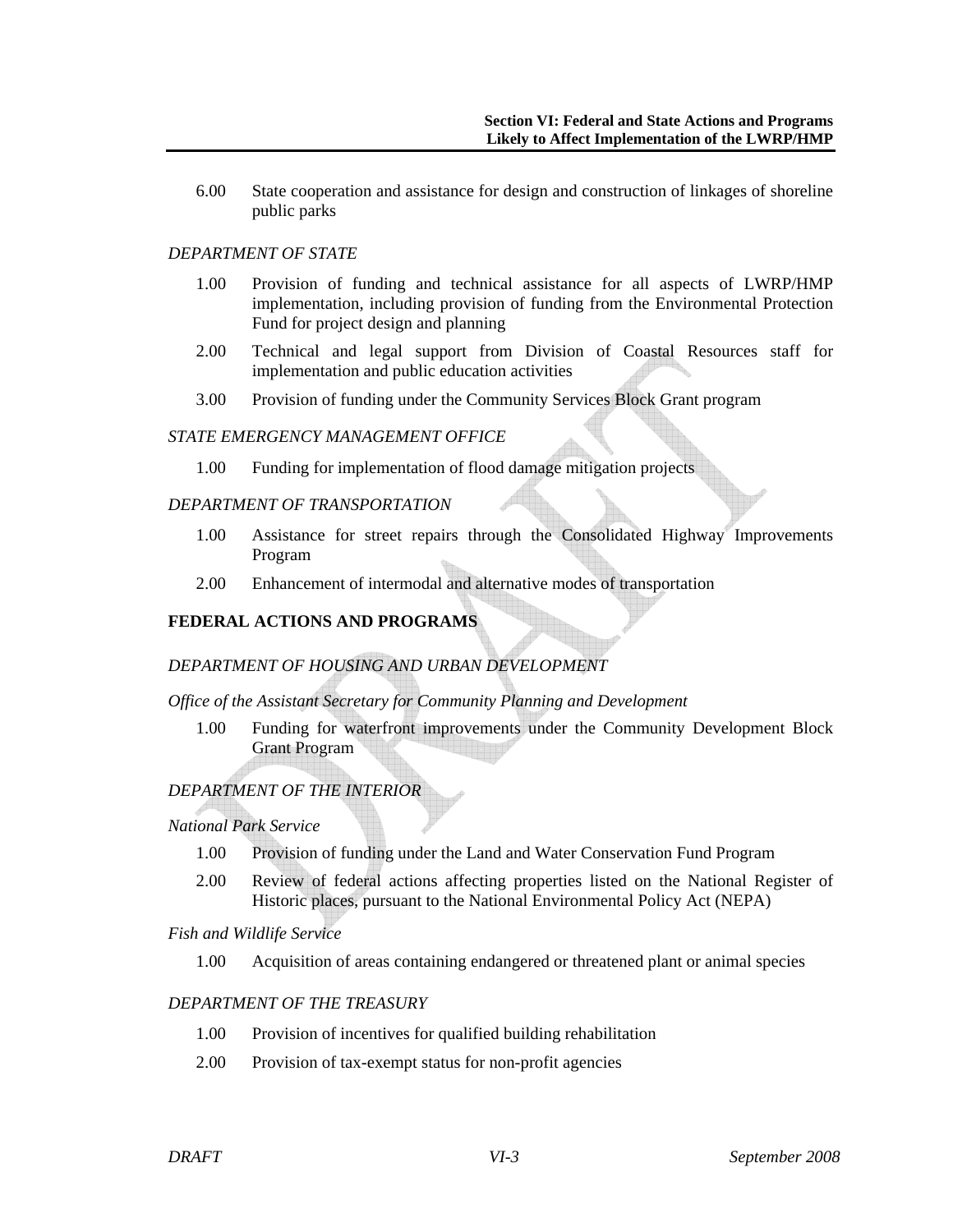6.00 State cooperation and assistance for design and construction of linkages of shoreline public parks

*DEPARTMENT OF STATE*

1.00 Provision of funding and technical assistance for all aspects of LWRP/HMP implementation, including provision of funding from the Environmental Protection Fund for project design and planning

2.00 Technical and legal support from Division of Coastal Resources staff for implementation and public education activities

3.00 Provision of funding under the Community Services Block Grant program

*STATE EMERGENCY MANAGEMENT OFFICE*

1.00 Funding for implementation of flood damage mitigation projects

*DEPARTMENT OF TRANSPORTATION*

1.00 Assistance for street repairs through the Consolidated Highway Improvements Program

2.00 Enhancement of intermodal and alternative modes of transportation

**FEDERAL ACTIONS AND PROGRAMS**

*DEPARTMENT OF HOUSING AND URBAN DEVELOPMENT*

*Office of the Assistant Secretary for Community Planning and Development*

1.00 Funding for waterfront improvements under the Community Development Block Grant Program

*DEPARTMENT OF THE INTERIOR*

*National Park Service*

1.00 Provision of funding under the Land and Water Conservation Fund Program

2.00 Review of federal actions affecting properties listed on the National Register of Historic places, pursuant to the National Environmental Policy Act (NEPA)

*Fish and Wildlife Service*

1.00 Acquisition of areas containing endangered or threatened plant or animal species

*DEPARTMENT OF THE TREASURY*

1.00 Provision of incentives for qualified building rehabilitation

2.00 Provision of tax-exempt status for non-profit agencies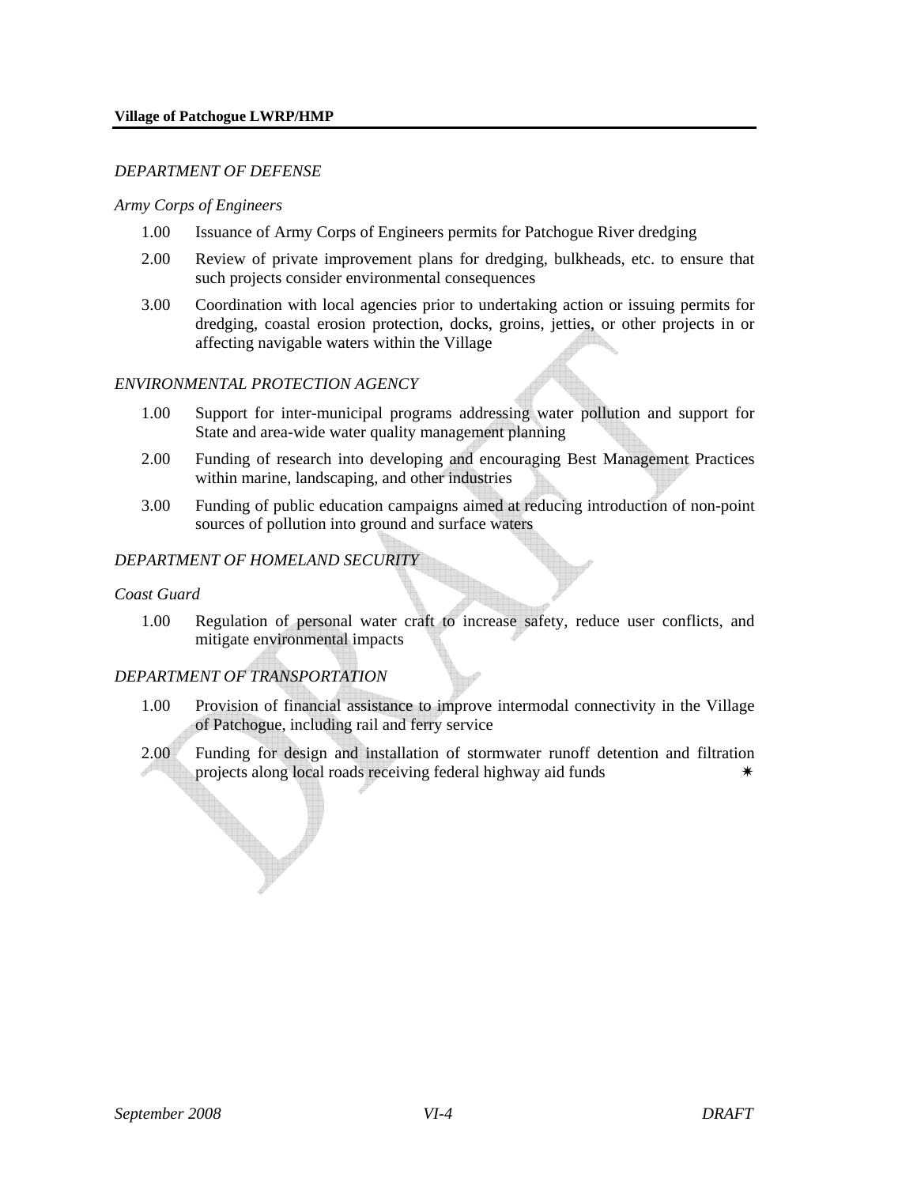*DEPARTMENT OF DEFENSE*

*Army Corps of Engineers*

1.00 Issuance of Army Corps of Engineers permits for Patchogue River dredging

2.00 Review of private improvement plans for dredging, bulkheads, etc. to ensure that such projects consider environmental consequences

3.00 Coordination with local agencies prior to undertaking action or issuing permits for dredging, coastal erosion protection, docks, groins, jetties, or other projects in or affecting navigable waters within the Village

*ENVIRONMENTAL PROTECTION AGENCY*

1.00 Support for inter-municipal programs addressing water pollution and support for State and area-wide water quality management planning

2.00 Funding of research into developing and encouraging Best Management Practices within marine, landscaping, and other industries

3.00 Funding of public education campaigns aimed at reducing introduction of non-point sources of pollution into ground and surface waters

*DEPARTMENT OF HOMELAND SECURITY*

*Coast Guard*

1.00 Regulation of personal water craft to increase safety, reduce user conflicts, and mitigate environmental impacts

*DEPARTMENT OF TRANSPORTATION*

1.00 Provision of financial assistance to improve intermodal connectivity in the Village of Patchogue, including rail and ferry service

2.00 Funding for design and installation of stormwater runoff detention and filtration projects along local roads receiving federal highway aid funds ✷